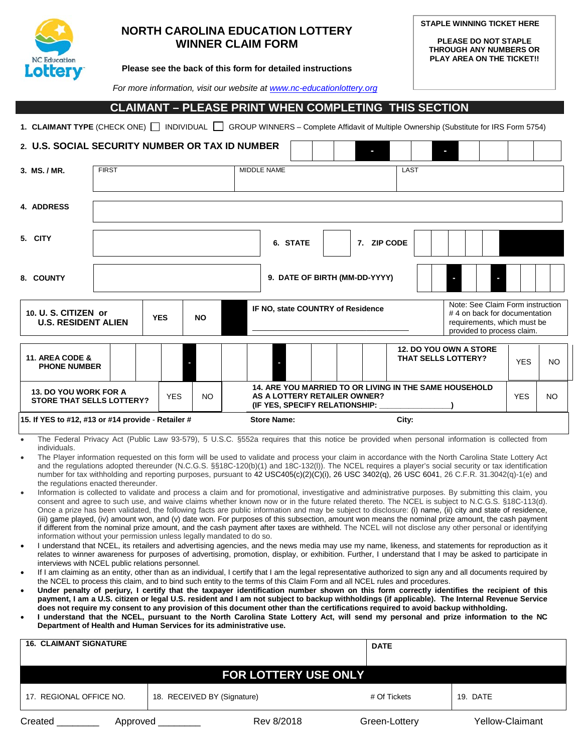# NORTH CAROLINA EDUCATION LOTTERY WINNER CLAIM FORM

**STAPLE WINNING TICKET HERE**

**PLEASE DO NOT STAPLE THROUGH ANY NUMBERS OR PLAY AREA ON THE TICKET!!**

**Please see the back of this form for detailed instructions**

*For more information, visit our website at www.nc-educationlottery.org*

## CLAIMANT – PLEASE PRINT WHEN COMPLETING THIS SECTION

**1. CLAIMANT TYPE** (CHECK ONE) ☐ INDIVIDUAL ☐ GROUP WINNERS – Complete Affidavit of Multiple Ownership (Substitute for IRS Form 5754)

**2. U.S. SOCIAL SECURITY NUMBER OR TAX ID NUMBER** ___ ___ ___ - ___ ___ - ___ ___ ___ ___

| **3. MS. / MR.** | FIRST | MIDDLE NAME | LAST |
|---|---|---|---|

| **4. ADDRESS** | |
|---|---|

| **5. CITY** | | **6. STATE** | | **7. ZIP CODE** | |
|---|---|---|---|---|---|

| **8. COUNTY** | | **9. DATE OF BIRTH (MM-DD-YYYY)** | __ __ - __ __ - __ __ __ __ |
|---|---|---|---|

| **10. U. S. CITIZEN or U.S. RESIDENT ALIEN** | YES | NO | IF NO, state COUNTRY of Residence ____________ | Note: See Claim Form instruction # 4 on back for documentation requirements, which must be provided to process claim. |
|---|---|---|---|---|

| **11. AREA CODE & PHONE NUMBER** | ___ ___ ___ - ___ ___ ___ - ___ ___ ___ ___ | **12. DO YOU OWN A STORE THAT SELLS LOTTERY?** | YES | NO |
|---|---|---|---|---|
| **13. DO YOU WORK FOR A STORE THAT SELLS LOTTERY?** | YES / NO | **14. ARE YOU MARRIED TO OR LIVING IN THE SAME HOUSEHOLD AS A LOTTERY RETAILER OWNER? (IF YES, SPECIFY RELATIONSHIP: ________________)** | YES | NO |

**15. If YES to #12, #13 or #14 provide - Retailer #** **Store Name:** **City:**

- The Federal Privacy Act (Public Law 93-579), 5 U.S.C. §552a requires that this notice be provided when personal information is collected from individuals.
- The Player information requested on this form will be used to validate and process your claim in accordance with the North Carolina State Lottery Act and the regulations adopted thereunder (N.C.G.S. §§18C-120(b)(1) and 18C-132(l)). The NCEL requires a player's social security or tax identification number for tax withholding and reporting purposes, pursuant to 42 USC405(c)(2)(C)(i), 26 USC 3402(q), 26 USC 6041, 26 C.F.R. 31.3042(q)-1(e) and the regulations enacted thereunder.
- Information is collected to validate and process a claim and for promotional, investigative and administrative purposes. By submitting this claim, you consent and agree to such use, and waive claims whether known now or in the future related thereto. The NCEL is subject to N.C.G.S. §18C-113(d). Once a prize has been validated, the following facts are public information and may be subject to disclosure: (i) name, (ii) city and state of residence, (iii) game played, (iv) amount won, and (v) date won. For purposes of this subsection, amount won means the nominal prize amount, the cash payment if different from the nominal prize amount, and the cash payment after taxes are withheld. The NCEL will not disclose any other personal or identifying information without your permission unless legally mandated to do so.
- I understand that NCEL, its retailers and advertising agencies, and the news media may use my name, likeness, and statements for reproduction as it relates to winner awareness for purposes of advertising, promotion, display, or exhibition. Further, I understand that I may be asked to participate in interviews with NCEL public relations personnel.
- If I am claiming as an entity, other than as an individual, I certify that I am the legal representative authorized to sign any and all documents required by the NCEL to process this claim, and to bind such entity to the terms of this Claim Form and all NCEL rules and procedures.
- **Under penalty of perjury, I certify that the taxpayer identification number shown on this form correctly identifies the recipient of this payment, I am a U.S. citizen or legal U.S. resident and I am not subject to backup withholdings (if applicable). The Internal Revenue Service does not require my consent to any provision of this document other than the certifications required to avoid backup withholding.**
- **I understand that the NCEL, pursuant to the North Carolina State Lottery Act, will send my personal and prize information to the NC Department of Health and Human Services for its administrative use.**

| **16. CLAIMANT SIGNATURE** | **DATE** |
|---|---|

## FOR LOTTERY USE ONLY

| 17. REGIONAL OFFICE NO. | 18. RECEIVED BY (Signature) | # Of Tickets | 19. DATE |
|---|---|---|---|

Created ________ Approved ________ Rev 8/2018 Green-Lottery Yellow-Claimant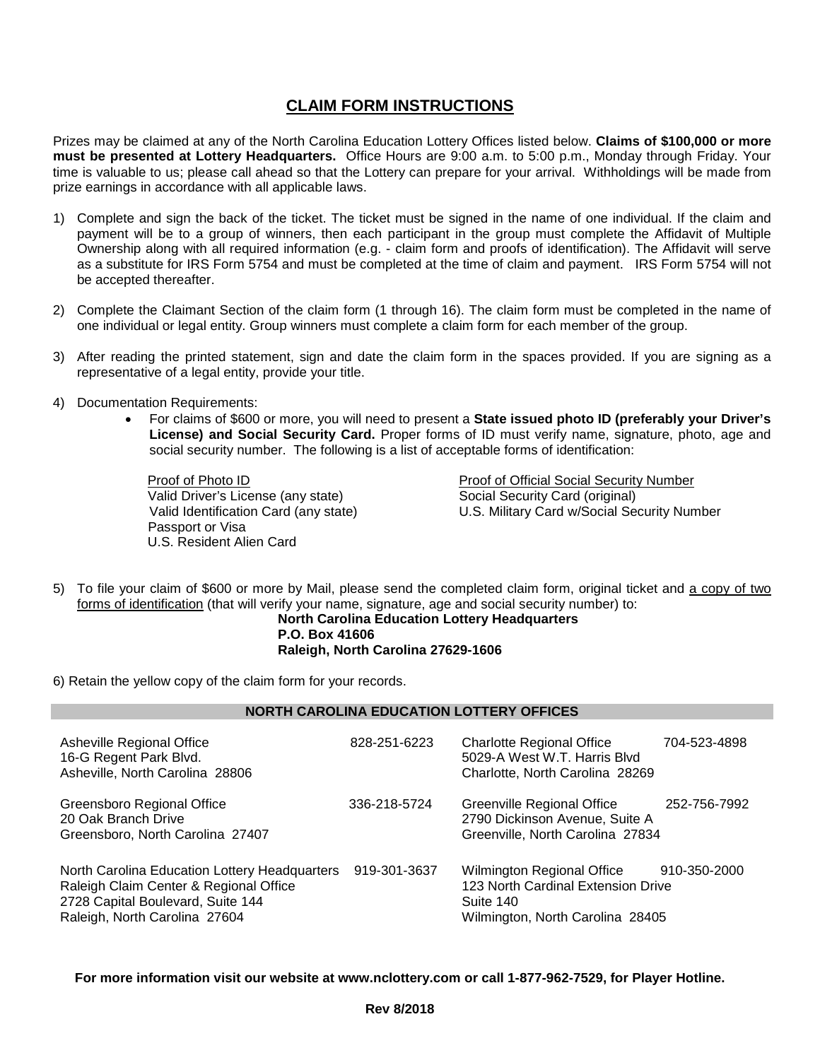## CLAIM FORM INSTRUCTIONS

Prizes may be claimed at any of the North Carolina Education Lottery Offices listed below. **Claims of $100,000 or more must be presented at Lottery Headquarters.** Office Hours are 9:00 a.m. to 5:00 p.m., Monday through Friday. Your time is valuable to us; please call ahead so that the Lottery can prepare for your arrival. Withholdings will be made from prize earnings in accordance with all applicable laws.

1) Complete and sign the back of the ticket. The ticket must be signed in the name of one individual. If the claim and payment will be to a group of winners, then each participant in the group must complete the Affidavit of Multiple Ownership along with all required information (e.g. - claim form and proofs of identification). The Affidavit will serve as a substitute for IRS Form 5754 and must be completed at the time of claim and payment. IRS Form 5754 will not be accepted thereafter.

2) Complete the Claimant Section of the claim form (1 through 16). The claim form must be completed in the name of one individual or legal entity. Group winners must complete a claim form for each member of the group.

3) After reading the printed statement, sign and date the claim form in the spaces provided. If you are signing as a representative of a legal entity, provide your title.

4) Documentation Requirements:
   - For claims of $600 or more, you will need to present a **State issued photo ID (preferably your Driver's License) and Social Security Card.** Proper forms of ID must verify name, signature, photo, age and social security number. The following is a list of acceptable forms of identification:

| Proof of Photo ID | Proof of Official Social Security Number |
|---|---|
| Valid Driver's License (any state) | Social Security Card (original) |
| Valid Identification Card (any state) | U.S. Military Card w/Social Security Number |
| Passport or Visa | |
| U.S. Resident Alien Card | |

5) To file your claim of $600 or more by Mail, please send the completed claim form, original ticket and a copy of two forms of identification (that will verify your name, signature, age and social security number) to:

   **North Carolina Education Lottery Headquarters**
   **P.O. Box 41606**
   **Raleigh, North Carolina 27629-1606**

6) Retain the yellow copy of the claim form for your records.

### NORTH CAROLINA EDUCATION LOTTERY OFFICES

| | | | |
|---|---|---|---|
| Asheville Regional Office<br>16-G Regent Park Blvd.<br>Asheville, North Carolina 28806 | 828-251-6223 | Charlotte Regional Office<br>5029-A West W.T. Harris Blvd<br>Charlotte, North Carolina 28269 | 704-523-4898 |
| Greensboro Regional Office<br>20 Oak Branch Drive<br>Greensboro, North Carolina 27407 | 336-218-5724 | Greenville Regional Office<br>2790 Dickinson Avenue, Suite A<br>Greenville, North Carolina 27834 | 252-756-7992 |
| North Carolina Education Lottery Headquarters<br>Raleigh Claim Center & Regional Office<br>2728 Capital Boulevard, Suite 144<br>Raleigh, North Carolina 27604 | 919-301-3637 | Wilmington Regional Office<br>123 North Cardinal Extension Drive<br>Suite 140<br>Wilmington, North Carolina 28405 | 910-350-2000 |

**For more information visit our website at www.nclottery.com or call 1-877-962-7529, for Player Hotline.**

**Rev 8/2018**